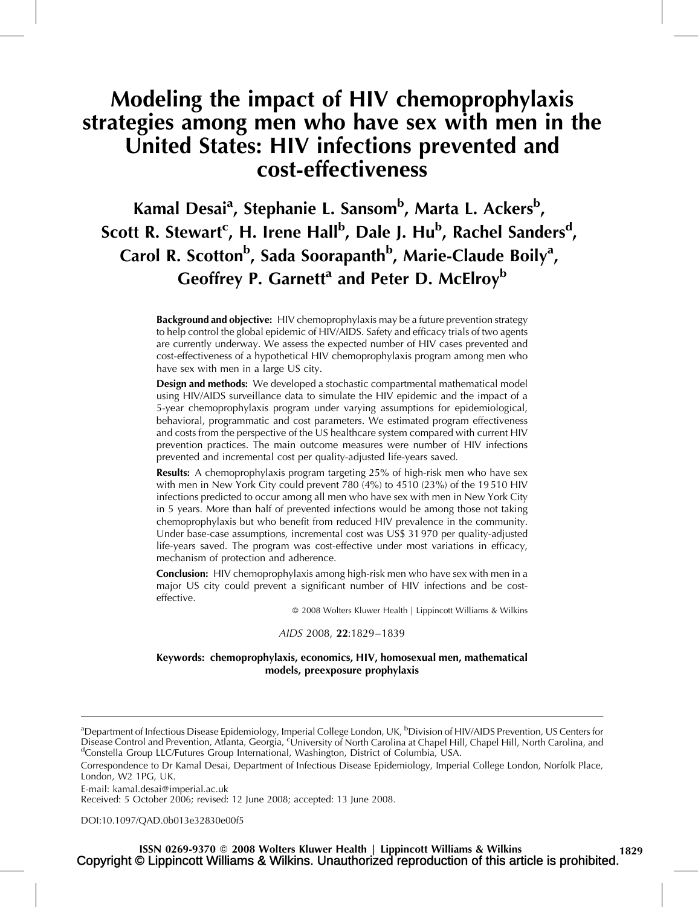# Modeling the impact of HIV chemoprophylaxis strategies among men who have sex with men in the United States: HIV infections prevented and cost-effectiveness

**Kamal Desai[a], Stephanie L. Sansom[b], Marta L. Ackers[b], Scott R. Stewart[c], H. Irene Hall[b], Dale J. Hu[b], Rachel Sanders[d], Carol R. Scotton[b], Sada Soorapanth[b], Marie-Claude Boily[a], Geoffrey P. Garnett[a] and Peter D. McElroy[b]**

**Background and objective:** HIV chemoprophylaxis may be a future prevention strategy to help control the global epidemic of HIV/AIDS. Safety and efficacy trials of two agents are currently underway. We assess the expected number of HIV cases prevented and cost-effectiveness of a hypothetical HIV chemoprophylaxis program among men who have sex with men in a large US city.

**Design and methods:** We developed a stochastic compartmental mathematical model using HIV/AIDS surveillance data to simulate the HIV epidemic and the impact of a 5-year chemoprophylaxis program under varying assumptions for epidemiological, behavioral, programmatic and cost parameters. We estimated program effectiveness and costs from the perspective of the US healthcare system compared with current HIV prevention practices. The main outcome measures were number of HIV infections prevented and incremental cost per quality-adjusted life-years saved.

**Results:** A chemoprophylaxis program targeting 25% of high-risk men who have sex with men in New York City could prevent 780 (4%) to 4510 (23%) of the 19 510 HIV infections predicted to occur among all men who have sex with men in New York City in 5 years. More than half of prevented infections would be among those not taking chemoprophylaxis but who benefit from reduced HIV prevalence in the community. Under base-case assumptions, incremental cost was US$ 31 970 per quality-adjusted life-years saved. The program was cost-effective under most variations in efficacy, mechanism of protection and adherence.

**Conclusion:** HIV chemoprophylaxis among high-risk men who have sex with men in a major US city could prevent a significant number of HIV infections and be cost-effective.

© 2008 Wolters Kluwer Health | Lippincott Williams & Wilkins

*AIDS* 2008, **22**:1829–1839

**Keywords:** chemoprophylaxis, economics, HIV, homosexual men, mathematical models, preexposure prophylaxis

---

[a]Department of Infectious Disease Epidemiology, Imperial College London, UK, [b]Division of HIV/AIDS Prevention, US Centers for Disease Control and Prevention, Atlanta, Georgia, [c]University of North Carolina at Chapel Hill, Chapel Hill, North Carolina, and [d]Constella Group LLC/Futures Group International, Washington, District of Columbia, USA.

Correspondence to Dr Kamal Desai, Department of Infectious Disease Epidemiology, Imperial College London, Norfolk Place, London, W2 1PG, UK.

E-mail: kamal.desai@imperial.ac.uk

Received: 5 October 2006; revised: 12 June 2008; accepted: 13 June 2008.

DOI:10.1097/QAD.0b013e32830e00f5

ISSN 0269-9370 © 2008 Wolters Kluwer Health | Lippincott Williams & Wilkins

Copyright © Lippincott Williams & Wilkins. Unauthorized reproduction of this article is prohibited.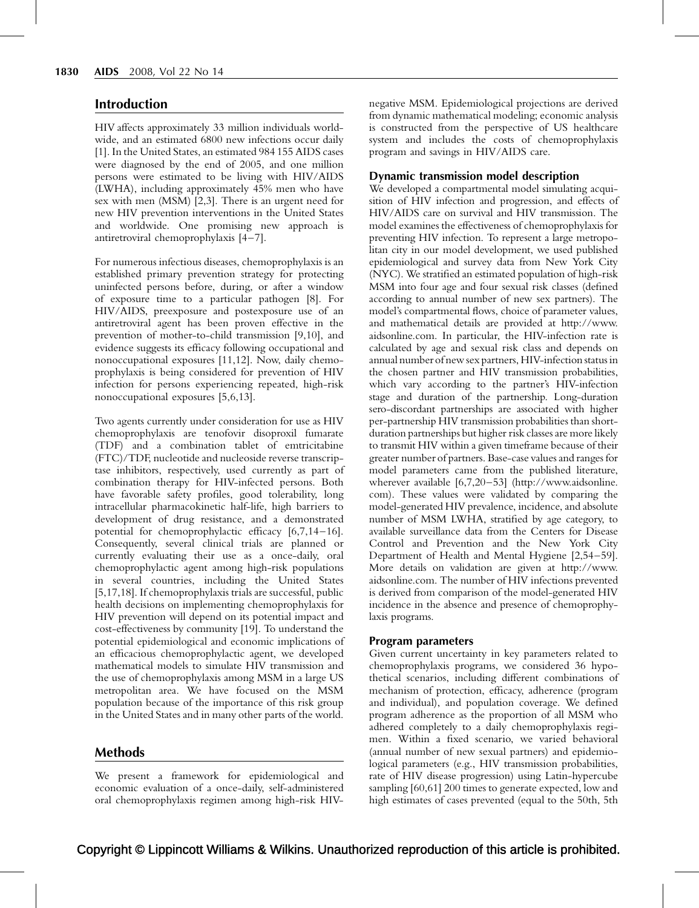## Introduction

HIV affects approximately 33 million individuals worldwide, and an estimated 6800 new infections occur daily [1]. In the United States, an estimated 984 155 AIDS cases were diagnosed by the end of 2005, and one million persons were estimated to be living with HIV/AIDS (LWHA), including approximately 45% men who have sex with men (MSM) [2,3]. There is an urgent need for new HIV prevention interventions in the United States and worldwide. One promising new approach is antiretroviral chemoprophylaxis [4–7].

For numerous infectious diseases, chemoprophylaxis is an established primary prevention strategy for protecting uninfected persons before, during, or after a window of exposure time to a particular pathogen [8]. For HIV/AIDS, preexposure and postexposure use of an antiretroviral agent has been proven effective in the prevention of mother-to-child transmission [9,10], and evidence suggests its efficacy following occupational and nonoccupational exposures [11,12]. Now, daily chemoprophylaxis is being considered for prevention of HIV infection for persons experiencing repeated, high-risk nonoccupational exposures [5,6,13].

Two agents currently under consideration for use as HIV chemoprophylaxis are tenofovir disoproxil fumarate (TDF) and a combination tablet of emtricitabine (FTC)/TDF, nucleotide and nucleoside reverse transcriptase inhibitors, respectively, used currently as part of combination therapy for HIV-infected persons. Both have favorable safety profiles, good tolerability, long intracellular pharmacokinetic half-life, high barriers to development of drug resistance, and a demonstrated potential for chemoprophylactic efficacy [6,7,14–16]. Consequently, several clinical trials are planned or currently evaluating their use as a once-daily, oral chemoprophylactic agent among high-risk populations in several countries, including the United States [5,17,18]. If chemoprophylaxis trials are successful, public health decisions on implementing chemoprophylaxis for HIV prevention will depend on its potential impact and cost-effectiveness by community [19]. To understand the potential epidemiological and economic implications of an efficacious chemoprophylactic agent, we developed mathematical models to simulate HIV transmission and the use of chemoprophylaxis among MSM in a large US metropolitan area. We have focused on the MSM population because of the importance of this risk group in the United States and in many other parts of the world.

## Methods

We present a framework for epidemiological and economic evaluation of a once-daily, self-administered oral chemoprophylaxis regimen among high-risk HIV-negative MSM. Epidemiological projections are derived from dynamic mathematical modeling; economic analysis is constructed from the perspective of US healthcare system and includes the costs of chemoprophylaxis program and savings in HIV/AIDS care.

### Dynamic transmission model description

We developed a compartmental model simulating acquisition of HIV infection and progression, and effects of HIV/AIDS care on survival and HIV transmission. The model examines the effectiveness of chemoprophylaxis for preventing HIV infection. To represent a large metropolitan city in our model development, we used published epidemiological and survey data from New York City (NYC). We stratified an estimated population of high-risk MSM into four age and four sexual risk classes (defined according to annual number of new sex partners). The model's compartmental flows, choice of parameter values, and mathematical details are provided at http://www.aidsonline.com. In particular, the HIV-infection rate is calculated by age and sexual risk class and depends on annual number of new sex partners, HIV-infection status in the chosen partner and HIV transmission probabilities, which vary according to the partner's HIV-infection stage and duration of the partnership. Long-duration sero-discordant partnerships are associated with higher per-partnership HIV transmission probabilities than short-duration partnerships but higher risk classes are more likely to transmit HIV within a given timeframe because of their greater number of partners. Base-case values and ranges for model parameters came from the published literature, wherever available [6,7,20–53] (http://www.aidsonline.com). These values were validated by comparing the model-generated HIV prevalence, incidence, and absolute number of MSM LWHA, stratified by age category, to available surveillance data from the Centers for Disease Control and Prevention and the New York City Department of Health and Mental Hygiene [2,54–59]. More details on validation are given at http://www.aidsonline.com. The number of HIV infections prevented is derived from comparison of the model-generated HIV incidence in the absence and presence of chemoprophylaxis programs.

### Program parameters

Given current uncertainty in key parameters related to chemoprophylaxis programs, we considered 36 hypothetical scenarios, including different combinations of mechanism of protection, efficacy, adherence (program and individual), and population coverage. We defined program adherence as the proportion of all MSM who adhered completely to a daily chemoprophylaxis regimen. Within a fixed scenario, we varied behavioral (annual number of new sexual partners) and epidemiological parameters (e.g., HIV transmission probabilities, rate of HIV disease progression) using Latin-hypercube sampling [60,61] 200 times to generate expected, low and high estimates of cases prevented (equal to the 50th, 5th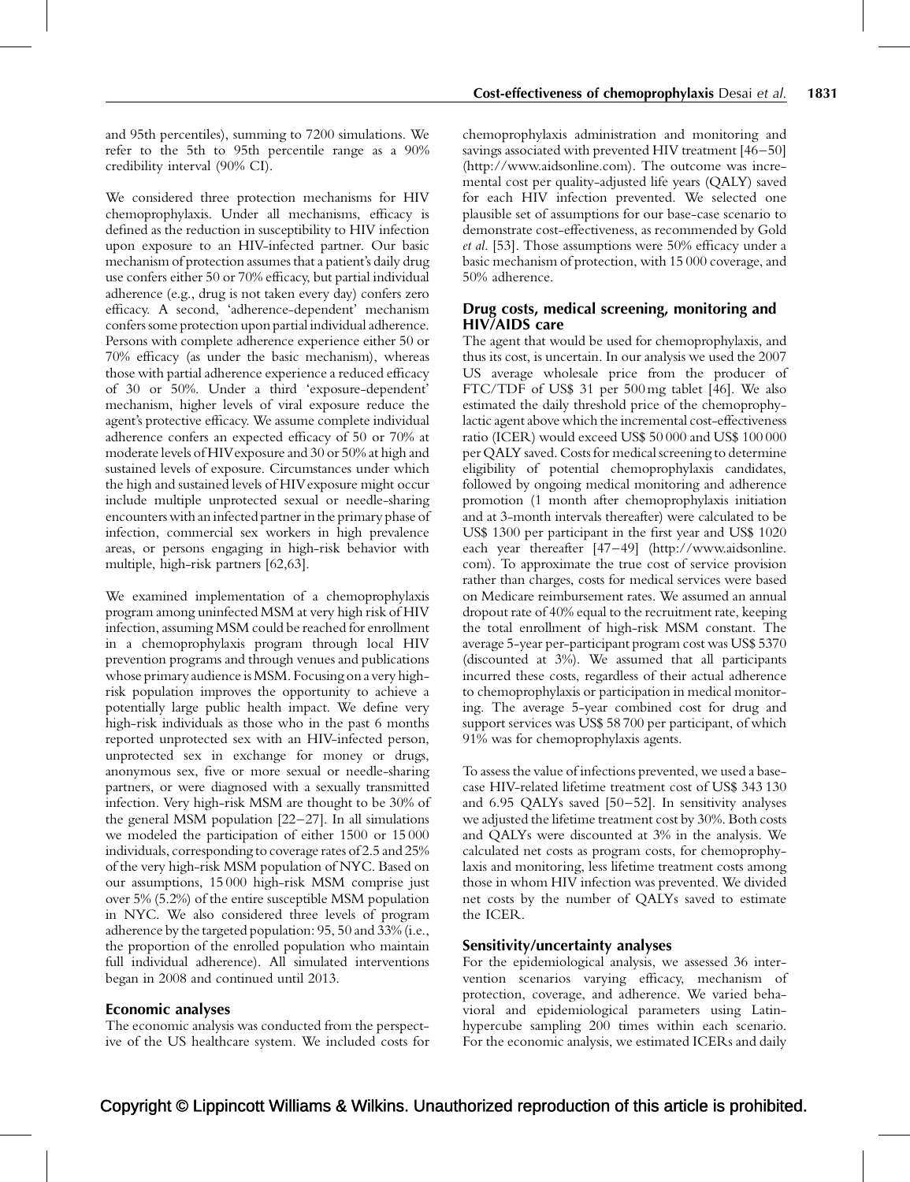and 95th percentiles), summing to 7200 simulations. We refer to the 5th to 95th percentile range as a 90% credibility interval (90% CI).

We considered three protection mechanisms for HIV chemoprophylaxis. Under all mechanisms, efficacy is defined as the reduction in susceptibility to HIV infection upon exposure to an HIV-infected partner. Our basic mechanism of protection assumes that a patient's daily drug use confers either 50 or 70% efficacy, but partial individual adherence (e.g., drug is not taken every day) confers zero efficacy. A second, 'adherence-dependent' mechanism confers some protection upon partial individual adherence. Persons with complete adherence experience either 50 or 70% efficacy (as under the basic mechanism), whereas those with partial adherence experience a reduced efficacy of 30 or 50%. Under a third 'exposure-dependent' mechanism, higher levels of viral exposure reduce the agent's protective efficacy. We assume complete individual adherence confers an expected efficacy of 50 or 70% at moderate levels of HIV exposure and 30 or 50% at high and sustained levels of exposure. Circumstances under which the high and sustained levels of HIV exposure might occur include multiple unprotected sexual or needle-sharing encounters with an infected partner in the primary phase of infection, commercial sex workers in high prevalence areas, or persons engaging in high-risk behavior with multiple, high-risk partners [62,63].

We examined implementation of a chemoprophylaxis program among uninfected MSM at very high risk of HIV infection, assuming MSM could be reached for enrollment in a chemoprophylaxis program through local HIV prevention programs and through venues and publications whose primary audience is MSM. Focusing on a very high-risk population improves the opportunity to achieve a potentially large public health impact. We define very high-risk individuals as those who in the past 6 months reported unprotected sex with an HIV-infected person, unprotected sex in exchange for money or drugs, anonymous sex, five or more sexual or needle-sharing partners, or were diagnosed with a sexually transmitted infection. Very high-risk MSM are thought to be 30% of the general MSM population [22–27]. In all simulations we modeled the participation of either 1500 or 15 000 individuals, corresponding to coverage rates of 2.5 and 25% of the very high-risk MSM population of NYC. Based on our assumptions, 15 000 high-risk MSM comprise just over 5% (5.2%) of the entire susceptible MSM population in NYC. We also considered three levels of program adherence by the targeted population: 95, 50 and 33% (i.e., the proportion of the enrolled population who maintain full individual adherence). All simulated interventions began in 2008 and continued until 2013.

## Economic analyses

The economic analysis was conducted from the perspective of the US healthcare system. We included costs for chemoprophylaxis administration and monitoring and savings associated with prevented HIV treatment [46–50] (http://www.aidsonline.com). The outcome was incremental cost per quality-adjusted life years (QALY) saved for each HIV infection prevented. We selected one plausible set of assumptions for our base-case scenario to demonstrate cost-effectiveness, as recommended by Gold *et al.* [53]. Those assumptions were 50% efficacy under a basic mechanism of protection, with 15 000 coverage, and 50% adherence.

## Drug costs, medical screening, monitoring and HIV/AIDS care

The agent that would be used for chemoprophylaxis, and thus its cost, is uncertain. In our analysis we used the 2007 US average wholesale price from the producer of FTC/TDF of US$ 31 per 500 mg tablet [46]. We also estimated the daily threshold price of the chemoprophylactic agent above which the incremental cost-effectiveness ratio (ICER) would exceed US$ 50 000 and US$ 100 000 per QALY saved. Costs for medical screening to determine eligibility of potential chemoprophylaxis candidates, followed by ongoing medical monitoring and adherence promotion (1 month after chemoprophylaxis initiation and at 3-month intervals thereafter) were calculated to be US$ 1300 per participant in the first year and US$ 1020 each year thereafter [47–49] (http://www.aidsonline.com). To approximate the true cost of service provision rather than charges, costs for medical services were based on Medicare reimbursement rates. We assumed an annual dropout rate of 40% equal to the recruitment rate, keeping the total enrollment of high-risk MSM constant. The average 5-year per-participant program cost was US$ 5370 (discounted at 3%). We assumed that all participants incurred these costs, regardless of their actual adherence to chemoprophylaxis or participation in medical monitoring. The average 5-year combined cost for drug and support services was US$ 58 700 per participant, of which 91% was for chemoprophylaxis agents.

To assess the value of infections prevented, we used a base-case HIV-related lifetime treatment cost of US$ 343 130 and 6.95 QALYs saved [50–52]. In sensitivity analyses we adjusted the lifetime treatment cost by 30%. Both costs and QALYs were discounted at 3% in the analysis. We calculated net costs as program costs, for chemoprophylaxis and monitoring, less lifetime treatment costs among those in whom HIV infection was prevented. We divided net costs by the number of QALYs saved to estimate the ICER.

## Sensitivity/uncertainty analyses

For the epidemiological analysis, we assessed 36 intervention scenarios varying efficacy, mechanism of protection, coverage, and adherence. We varied behavioral and epidemiological parameters using Latin-hypercube sampling 200 times within each scenario. For the economic analysis, we estimated ICERs and daily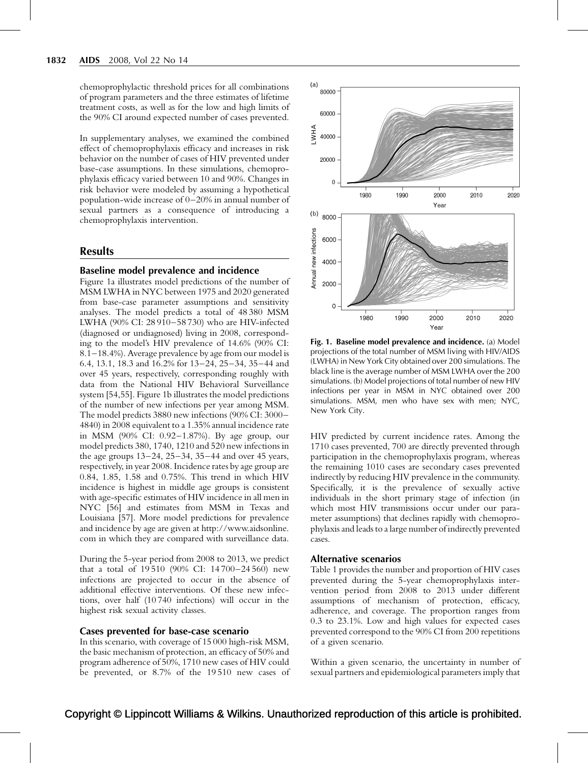chemoprophylactic threshold prices for all combinations of program parameters and the three estimates of lifetime treatment costs, as well as for the low and high limits of the 90% CI around expected number of cases prevented.

In supplementary analyses, we examined the combined effect of chemoprophylaxis efficacy and increases in risk behavior on the number of cases of HIV prevented under base-case assumptions. In these simulations, chemoprophylaxis efficacy varied between 10 and 90%. Changes in risk behavior were modeled by assuming a hypothetical population-wide increase of 0–20% in annual number of sexual partners as a consequence of introducing a chemoprophylaxis intervention.

## Results

### Baseline model prevalence and incidence

Figure 1a illustrates model predictions of the number of MSM LWHA in NYC between 1975 and 2020 generated from base-case parameter assumptions and sensitivity analyses. The model predicts a total of 48 380 MSM LWHA (90% CI: 28 910–58 730) who are HIV-infected (diagnosed or undiagnosed) living in 2008, corresponding to the model's HIV prevalence of 14.6% (90% CI: 8.1–18.4%). Average prevalence by age from our model is 6.4, 13.1, 18.3 and 16.2% for 13–24, 25–34, 35–44 and over 45 years, respectively, corresponding roughly with data from the National HIV Behavioral Surveillance system [54,55]. Figure 1b illustrates the model predictions of the number of new infections per year among MSM. The model predicts 3880 new infections (90% CI: 3000–4840) in 2008 equivalent to a 1.35% annual incidence rate in MSM (90% CI: 0.92–1.87%). By age group, our model predicts 380, 1740, 1210 and 520 new infections in the age groups 13–24, 25–34, 35–44 and over 45 years, respectively, in year 2008. Incidence rates by age group are 0.84, 1.85, 1.58 and 0.75%. This trend in which HIV incidence is highest in middle age groups is consistent with age-specific estimates of HIV incidence in all men in NYC [56] and estimates from MSM in Texas and Louisiana [57]. More model predictions for prevalence and incidence by age are given at http://www.aidsonline.com in which they are compared with surveillance data.

During the 5-year period from 2008 to 2013, we predict that a total of 19 510 (90% CI: 14 700–24 560) new infections are projected to occur in the absence of additional effective interventions. Of these new infections, over half (10 740 infections) will occur in the highest risk sexual activity classes.

### Cases prevented for base-case scenario

In this scenario, with coverage of 15 000 high-risk MSM, the basic mechanism of protection, an efficacy of 50% and program adherence of 50%, 1710 new cases of HIV could be prevented, or 8.7% of the 19 510 new cases of HIV predicted by current incidence rates. Among the 1710 cases prevented, 700 are directly prevented through participation in the chemoprophylaxis program, whereas the remaining 1010 cases are secondary cases prevented indirectly by reducing HIV prevalence in the community. Specifically, it is the prevalence of sexually active individuals in the short primary stage of infection (in which most HIV transmissions occur under our parameter assumptions) that declines rapidly with chemoprophylaxis and leads to a large number of indirectly prevented cases.

**Fig. 1. Baseline model prevalence and incidence.** (a) Model projections of the total number of MSM living with HIV/AIDS (LWHA) in New York City obtained over 200 simulations. The black line is the average number of MSM LWHA over the 200 simulations. (b) Model projections of total number of new HIV infections per year in MSM in NYC obtained over 200 simulations. MSM, men who have sex with men; NYC, New York City.

### Alternative scenarios

Table 1 provides the number and proportion of HIV cases prevented during the 5-year chemoprophylaxis intervention period from 2008 to 2013 under different assumptions of mechanism of protection, efficacy, adherence, and coverage. The proportion ranges from 0.3 to 23.1%. Low and high values for expected cases prevented correspond to the 90% CI from 200 repetitions of a given scenario.

Within a given scenario, the uncertainty in number of sexual partners and epidemiological parameters imply that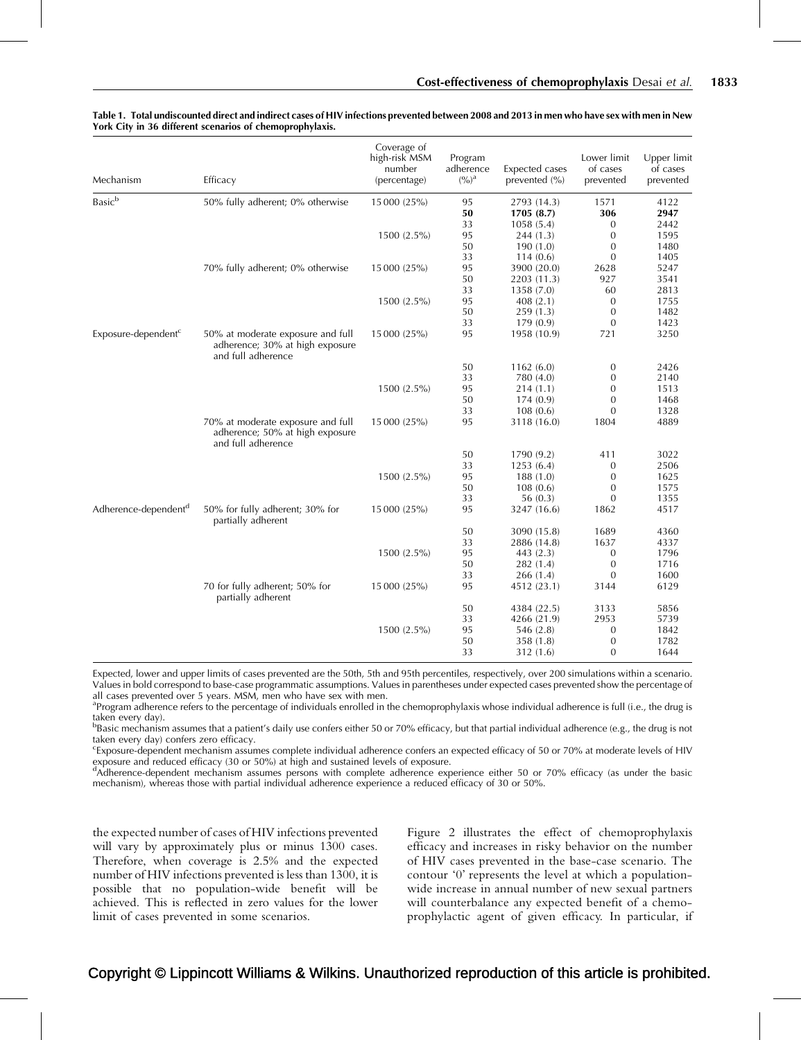**Table 1. Total undiscounted direct and indirect cases of HIV infections prevented between 2008 and 2013 in men who have sex with men in New York City in 36 different scenarios of chemoprophylaxis.**

| Mechanism | Efficacy | Coverage of high-risk MSM number (percentage) | Program adherence (%)[a] | Expected cases prevented (%) | Lower limit of cases prevented | Upper limit of cases prevented |
|---|---|---|---|---|---|---|
| Basic[b] | 50% fully adherent; 0% otherwise | 15 000 (25%) | 95 | 2793 (14.3) | 1571 | 4122 |
| | | | **50** | **1705 (8.7)** | **306** | **2947** |
| | | | 33 | 1058 (5.4) | 0 | 2442 |
| | | 1500 (2.5%) | 95 | 244 (1.3) | 0 | 1595 |
| | | | 50 | 190 (1.0) | 0 | 1480 |
| | | | 33 | 114 (0.6) | 0 | 1405 |
| | 70% fully adherent; 0% otherwise | 15 000 (25%) | 95 | 3900 (20.0) | 2628 | 5247 |
| | | | 50 | 2203 (11.3) | 927 | 3541 |
| | | | 33 | 1358 (7.0) | 60 | 2813 |
| | | 1500 (2.5%) | 95 | 408 (2.1) | 0 | 1755 |
| | | | 50 | 259 (1.3) | 0 | 1482 |
| | | | 33 | 179 (0.9) | 0 | 1423 |
| Exposure-dependent[c] | 50% at moderate exposure and full adherence; 30% at high exposure and full adherence | 15 000 (25%) | 95 | 1958 (10.9) | 721 | 3250 |
| | | | 50 | 1162 (6.0) | 0 | 2426 |
| | | | 33 | 780 (4.0) | 0 | 2140 |
| | | 1500 (2.5%) | 95 | 214 (1.1) | 0 | 1513 |
| | | | 50 | 174 (0.9) | 0 | 1468 |
| | | | 33 | 108 (0.6) | 0 | 1328 |
| | 70% at moderate exposure and full adherence; 50% at high exposure and full adherence | 15 000 (25%) | 95 | 3118 (16.0) | 1804 | 4889 |
| | | | 50 | 1790 (9.2) | 411 | 3022 |
| | | | 33 | 1253 (6.4) | 0 | 2506 |
| | | 1500 (2.5%) | 95 | 188 (1.0) | 0 | 1625 |
| | | | 50 | 108 (0.6) | 0 | 1575 |
| | | | 33 | 56 (0.3) | 0 | 1355 |
| Adherence-dependent[d] | 50% for fully adherent; 30% for partially adherent | 15 000 (25%) | 95 | 3247 (16.6) | 1862 | 4517 |
| | | | 50 | 3090 (15.8) | 1689 | 4360 |
| | | | 33 | 2886 (14.8) | 1637 | 4337 |
| | | 1500 (2.5%) | 95 | 443 (2.3) | 0 | 1796 |
| | | | 50 | 282 (1.4) | 0 | 1716 |
| | | | 33 | 266 (1.4) | 0 | 1600 |
| | 70 for fully adherent; 50% for partially adherent | 15 000 (25%) | 95 | 4512 (23.1) | 3144 | 6129 |
| | | | 50 | 4384 (22.5) | 3133 | 5856 |
| | | | 33 | 4266 (21.9) | 2953 | 5739 |
| | | 1500 (2.5%) | 95 | 546 (2.8) | 0 | 1842 |
| | | | 50 | 358 (1.8) | 0 | 1782 |
| | | | 33 | 312 (1.6) | 0 | 1644 |

Expected, lower and upper limits of cases prevented are the 50th, 5th and 95th percentiles, respectively, over 200 simulations within a scenario. Values in bold correspond to base-case programmatic assumptions. Values in parentheses under expected cases prevented show the percentage of all cases prevented over 5 years. MSM, men who have sex with men.

[a]Program adherence refers to the percentage of individuals enrolled in the chemoprophylaxis whose individual adherence is full (i.e., the drug is taken every day).

[b]Basic mechanism assumes that a patient's daily use confers either 50 or 70% efficacy, but that partial individual adherence (e.g., the drug is not taken every day) confers zero efficacy.

[c]Exposure-dependent mechanism assumes complete individual adherence confers an expected efficacy of 50 or 70% at moderate levels of HIV exposure and reduced efficacy (30 or 50%) at high and sustained levels of exposure.

[d]Adherence-dependent mechanism assumes persons with complete adherence experience either 50 or 70% efficacy (as under the basic mechanism), whereas those with partial individual adherence experience a reduced efficacy of 30 or 50%.

the expected number of cases of HIV infections prevented will vary by approximately plus or minus 1300 cases. Therefore, when coverage is 2.5% and the expected number of HIV infections prevented is less than 1300, it is possible that no population-wide benefit will be achieved. This is reflected in zero values for the lower limit of cases prevented in some scenarios.

Figure 2 illustrates the effect of chemoprophylaxis efficacy and increases in risky behavior on the number of HIV cases prevented in the base-case scenario. The contour '0' represents the level at which a population-wide increase in annual number of new sexual partners will counterbalance any expected benefit of a chemoprophylactic agent of given efficacy. In particular, if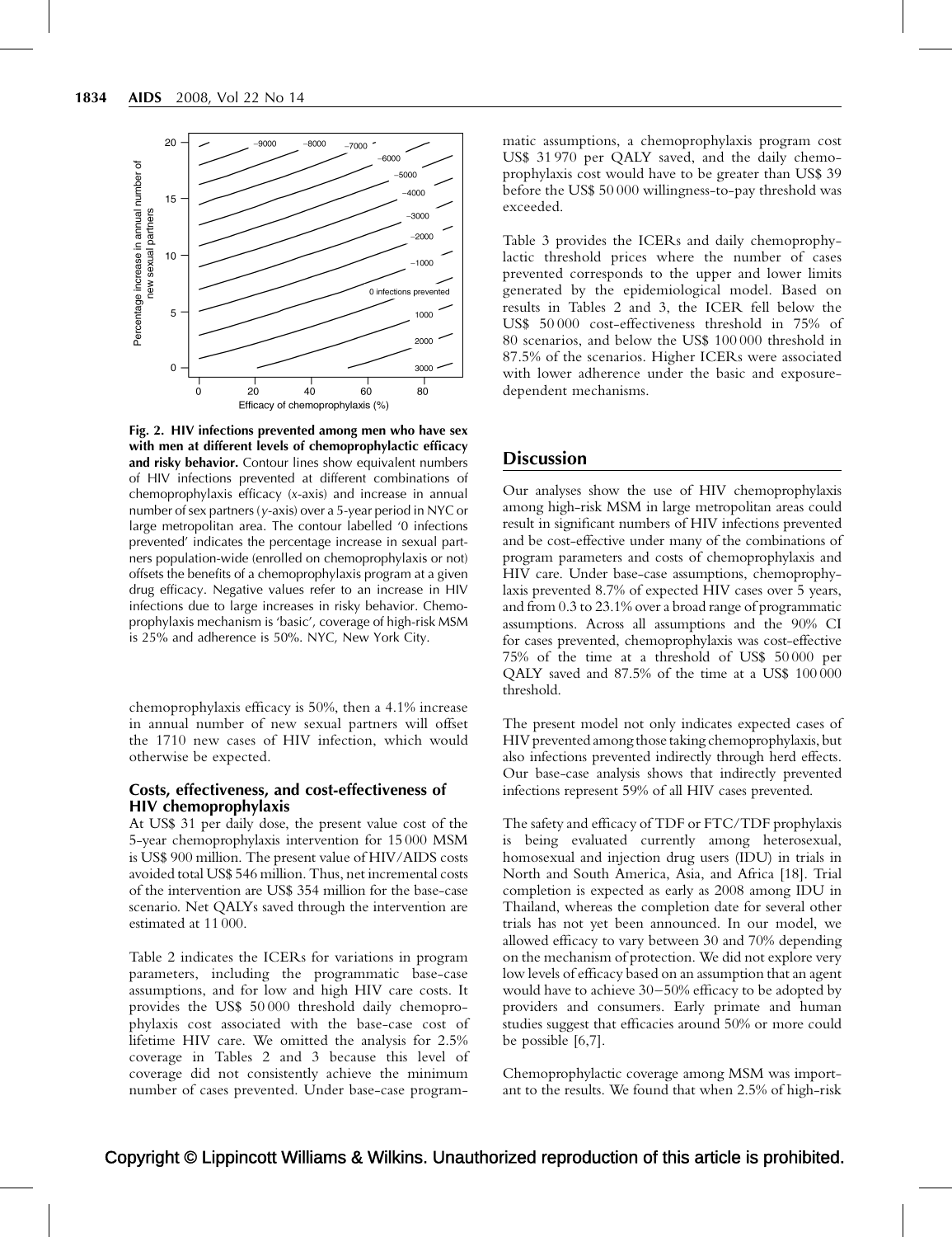Fig. 2. **HIV infections prevented among men who have sex with men at different levels of chemoprophylactic efficacy and risky behavior.** Contour lines show equivalent numbers of HIV infections prevented at different combinations of chemoprophylaxis efficacy (*x*-axis) and increase in annual number of sex partners (*y*-axis) over a 5-year period in NYC or large metropolitan area. The contour labelled '0 infections prevented' indicates the percentage increase in sexual partners population-wide (enrolled on chemoprophylaxis or not) offsets the benefits of a chemoprophylaxis program at a given drug efficacy. Negative values refer to an increase in HIV infections due to large increases in risky behavior. Chemoprophylaxis mechanism is 'basic', coverage of high-risk MSM is 25% and adherence is 50%. NYC, New York City.

chemoprophylaxis efficacy is 50%, then a 4.1% increase in annual number of new sexual partners will offset the 1710 new cases of HIV infection, which would otherwise be expected.

### Costs, effectiveness, and cost-effectiveness of HIV chemoprophylaxis

At US$ 31 per daily dose, the present value cost of the 5-year chemoprophylaxis intervention for 15 000 MSM is US$ 900 million. The present value of HIV/AIDS costs avoided total US$ 546 million. Thus, net incremental costs of the intervention are US$ 354 million for the base-case scenario. Net QALYs saved through the intervention are estimated at 11 000.

Table 2 indicates the ICERs for variations in program parameters, including the programmatic base-case assumptions, and for low and high HIV care costs. It provides the US$ 50 000 threshold daily chemoprophylaxis cost associated with the base-case cost of lifetime HIV care. We omitted the analysis for 2.5% coverage in Tables 2 and 3 because this level of coverage did not consistently achieve the minimum number of cases prevented. Under base-case programmatic assumptions, a chemoprophylaxis program cost US$ 31 970 per QALY saved, and the daily chemoprophylaxis cost would have to be greater than US$ 39 before the US$ 50 000 willingness-to-pay threshold was exceeded.

Table 3 provides the ICERs and daily chemoprophylactic threshold prices where the number of cases prevented corresponds to the upper and lower limits generated by the epidemiological model. Based on results in Tables 2 and 3, the ICER fell below the US$ 50 000 cost-effectiveness threshold in 75% of 80 scenarios, and below the US$ 100 000 threshold in 87.5% of the scenarios. Higher ICERs were associated with lower adherence under the basic and exposure-dependent mechanisms.

## Discussion

Our analyses show the use of HIV chemoprophylaxis among high-risk MSM in large metropolitan areas could result in significant numbers of HIV infections prevented and be cost-effective under many of the combinations of program parameters and costs of chemoprophylaxis and HIV care. Under base-case assumptions, chemoprophylaxis prevented 8.7% of expected HIV cases over 5 years, and from 0.3 to 23.1% over a broad range of programmatic assumptions. Across all assumptions and the 90% CI for cases prevented, chemoprophylaxis was cost-effective 75% of the time at a threshold of US$ 50 000 per QALY saved and 87.5% of the time at a US$ 100 000 threshold.

The present model not only indicates expected cases of HIV prevented among those taking chemoprophylaxis, but also infections prevented indirectly through herd effects. Our base-case analysis shows that indirectly prevented infections represent 59% of all HIV cases prevented.

The safety and efficacy of TDF or FTC/TDF prophylaxis is being evaluated currently among heterosexual, homosexual and injection drug users (IDU) in trials in North and South America, Asia, and Africa [18]. Trial completion is expected as early as 2008 among IDU in Thailand, whereas the completion date for several other trials has not yet been announced. In our model, we allowed efficacy to vary between 30 and 70% depending on the mechanism of protection. We did not explore very low levels of efficacy based on an assumption that an agent would have to achieve 30–50% efficacy to be adopted by providers and consumers. Early primate and human studies suggest that efficacies around 50% or more could be possible [6,7].

Chemoprophylactic coverage among MSM was important to the results. We found that when 2.5% of high-risk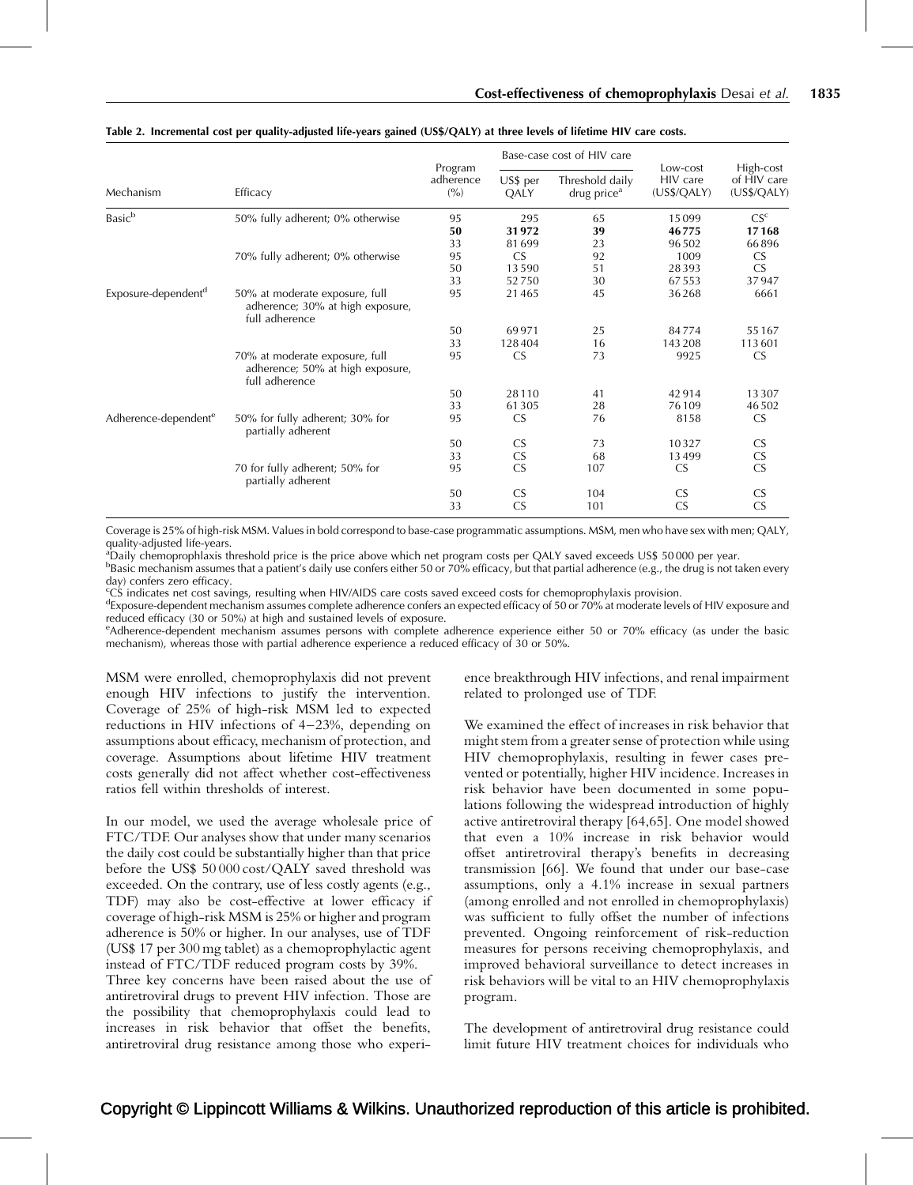**Table 2. Incremental cost per quality-adjusted life-years gained (US$/QALY) at three levels of lifetime HIV care costs.**

| Mechanism | Efficacy | Program adherence (%) | Base-case cost of HIV care | | Low-cost HIV care (US$/QALY) | High-cost of HIV care (US$/QALY) |
|---|---|---|---|---|---|---|
| | | | US$ per QALY | Threshold daily drug price[a] | | |
| Basic[b] | 50% fully adherent; 0% otherwise | 95 | 295 | 65 | 15099 | CS[c] |
| | | **50** | **31972** | **39** | **46775** | **17168** |
| | | 33 | 81699 | 23 | 96502 | 66896 |
| | 70% fully adherent; 0% otherwise | 95 | CS | 92 | 1009 | CS |
| | | 50 | 13590 | 51 | 28393 | CS |
| | | 33 | 52750 | 30 | 67553 | 37947 |
| Exposure-dependent[d] | 50% at moderate exposure, full adherence; 30% at high exposure, full adherence | 95 | 21465 | 45 | 36268 | 6661 |
| | | 50 | 69971 | 25 | 84774 | 55167 |
| | | 33 | 128404 | 16 | 143208 | 113601 |
| | 70% at moderate exposure, full adherence; 50% at high exposure, full adherence | 95 | CS | 73 | 9925 | CS |
| | | 50 | 28110 | 41 | 42914 | 13307 |
| | | 33 | 61305 | 28 | 76109 | 46502 |
| Adherence-dependent[e] | 50% for fully adherent; 30% for partially adherent | 95 | CS | 76 | 8158 | CS |
| | | 50 | CS | 73 | 10327 | CS |
| | | 33 | CS | 68 | 13499 | CS |
| | 70 for fully adherent; 50% for partially adherent | 95 | CS | 107 | CS | CS |
| | | 50 | CS | 104 | CS | CS |
| | | 33 | CS | 101 | CS | CS |

Coverage is 25% of high-risk MSM. Values in bold correspond to base-case programmatic assumptions. MSM, men who have sex with men; QALY, quality-adjusted life-years.
[a]Daily chemoprophlaxis threshold price is the price above which net program costs per QALY saved exceeds US$ 50 000 per year.
[b]Basic mechanism assumes that a patient's daily use confers either 50 or 70% efficacy, but that partial adherence (e.g., the drug is not taken every day) confers zero efficacy.
[c]CS indicates net cost savings, resulting when HIV/AIDS care costs saved exceed costs for chemoprophylaxis provision.
[d]Exposure-dependent mechanism assumes complete adherence confers an expected efficacy of 50 or 70% at moderate levels of HIV exposure and reduced efficacy (30 or 50%) at high and sustained levels of exposure.
[e]Adherence-dependent mechanism assumes persons with complete adherence experience either 50 or 70% efficacy (as under the basic mechanism), whereas those with partial adherence experience a reduced efficacy of 30 or 50%.

MSM were enrolled, chemoprophylaxis did not prevent enough HIV infections to justify the intervention. Coverage of 25% of high-risk MSM led to expected reductions in HIV infections of 4–23%, depending on assumptions about efficacy, mechanism of protection, and coverage. Assumptions about lifetime HIV treatment costs generally did not affect whether cost-effectiveness ratios fell within thresholds of interest.

In our model, we used the average wholesale price of FTC/TDF. Our analyses show that under many scenarios the daily cost could be substantially higher than that price before the US$ 50 000 cost/QALY saved threshold was exceeded. On the contrary, use of less costly agents (e.g., TDF) may also be cost-effective at lower efficacy if coverage of high-risk MSM is 25% or higher and program adherence is 50% or higher. In our analyses, use of TDF (US$ 17 per 300 mg tablet) as a chemoprophylactic agent instead of FTC/TDF reduced program costs by 39%.

Three key concerns have been raised about the use of antiretroviral drugs to prevent HIV infection. Those are the possibility that chemoprophylaxis could lead to increases in risk behavior that offset the benefits, antiretroviral drug resistance among those who experience breakthrough HIV infections, and renal impairment related to prolonged use of TDF.

We examined the effect of increases in risk behavior that might stem from a greater sense of protection while using HIV chemoprophylaxis, resulting in fewer cases prevented or potentially, higher HIV incidence. Increases in risk behavior have been documented in some populations following the widespread introduction of highly active antiretroviral therapy [64,65]. One model showed that even a 10% increase in risk behavior would offset antiretroviral therapy's benefits in decreasing transmission [66]. We found that under our base-case assumptions, only a 4.1% increase in sexual partners (among enrolled and not enrolled in chemoprophylaxis) was sufficient to fully offset the number of infections prevented. Ongoing reinforcement of risk-reduction measures for persons receiving chemoprophylaxis, and improved behavioral surveillance to detect increases in risk behaviors will be vital to an HIV chemoprophylaxis program.

The development of antiretroviral drug resistance could limit future HIV treatment choices for individuals who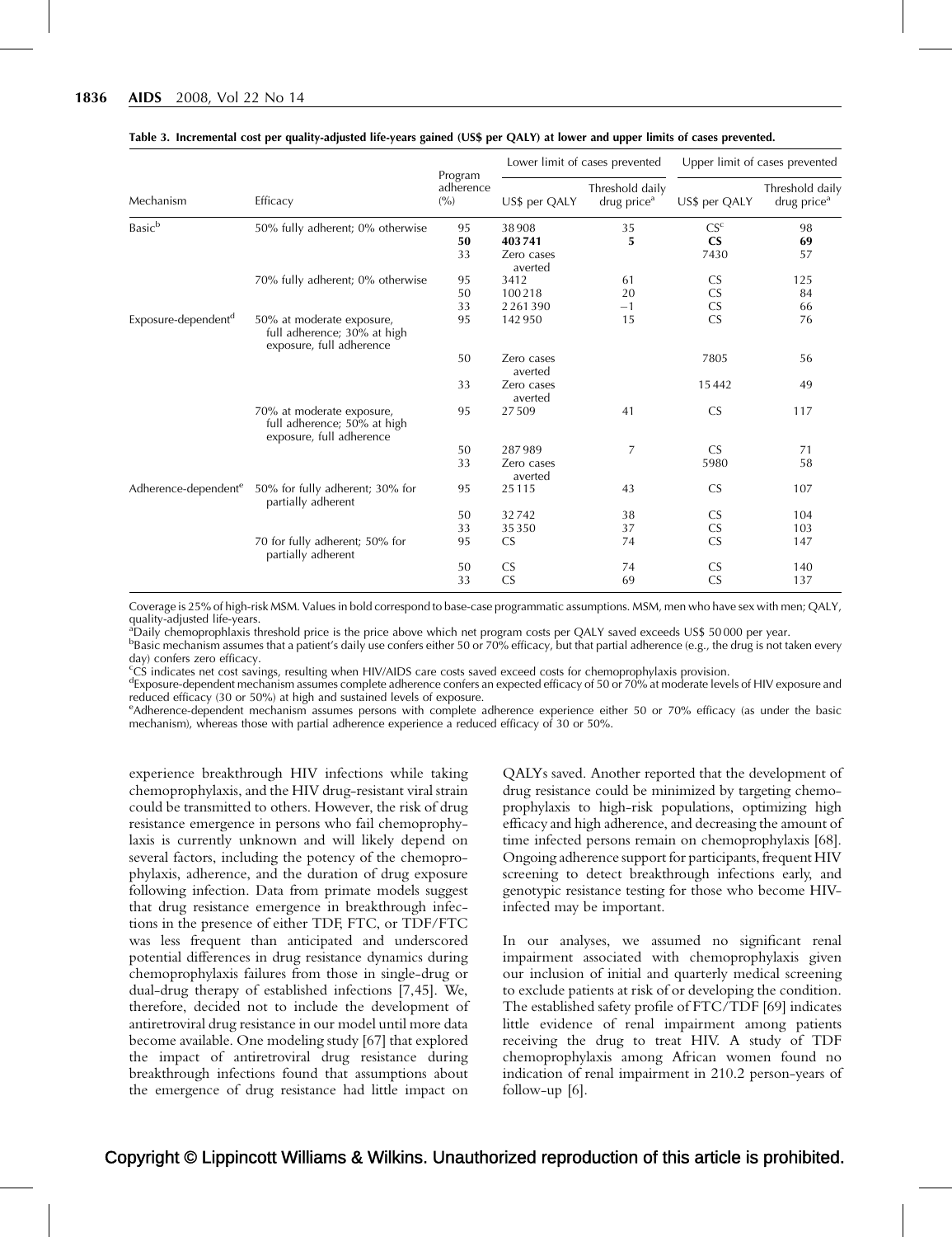**Table 3. Incremental cost per quality-adjusted life-years gained (US$ per QALY) at lower and upper limits of cases prevented.**

| Mechanism | Efficacy | Program adherence (%) | Lower limit of cases prevented | | Upper limit of cases prevented | |
|---|---|---|---|---|---|---|
| | | | US$ per QALY | Threshold daily drug price[a] | US$ per QALY | Threshold daily drug price[a] |
| Basic[b] | 50% fully adherent; 0% otherwise | 95 | 38 908 | 35 | CS[c] | 98 |
| | | **50** | **403 741** | **5** | **CS** | **69** |
| | | 33 | Zero cases averted | | 7430 | 57 |
| | 70% fully adherent; 0% otherwise | 95 | 3412 | 61 | CS | 125 |
| | | 50 | 100 218 | 20 | CS | 84 |
| | | 33 | 2 261 390 | −1 | CS | 66 |
| Exposure-dependent[d] | 50% at moderate exposure, full adherence; 30% at high exposure, full adherence | 95 | 142 950 | 15 | CS | 76 |
| | | 50 | Zero cases averted | | 7805 | 56 |
| | | 33 | Zero cases averted | | 15 442 | 49 |
| | 70% at moderate exposure, full adherence; 50% at high exposure, full adherence | 95 | 27 509 | 41 | CS | 117 |
| | | 50 | 287 989 | 7 | CS | 71 |
| | | 33 | Zero cases averted | | 5980 | 58 |
| Adherence-dependent[e] | 50% for fully adherent; 30% for partially adherent | 95 | 25 115 | 43 | CS | 107 |
| | | 50 | 32 742 | 38 | CS | 104 |
| | | 33 | 35 350 | 37 | CS | 103 |
| | 70 for fully adherent; 50% for partially adherent | 95 | CS | 74 | CS | 147 |
| | | 50 | CS | 74 | CS | 140 |
| | | 33 | CS | 69 | CS | 137 |

Coverage is 25% of high-risk MSM. Values in bold correspond to base-case programmatic assumptions. MSM, men who have sex with men; QALY, quality-adjusted life-years.
[a]Daily chemoprophlaxis threshold price is the price above which net program costs per QALY saved exceeds US$ 50 000 per year.
[b]Basic mechanism assumes that a patient's daily use confers either 50 or 70% efficacy, but that partial adherence (e.g., the drug is not taken every day) confers zero efficacy.
[c]CS indicates net cost savings, resulting when HIV/AIDS care costs saved exceed costs for chemoprophylaxis provision.
[d]Exposure-dependent mechanism assumes complete adherence confers an expected efficacy of 50 or 70% at moderate levels of HIV exposure and reduced efficacy (30 or 50%) at high and sustained levels of exposure.
[e]Adherence-dependent mechanism assumes persons with complete adherence experience either 50 or 70% efficacy (as under the basic mechanism), whereas those with partial adherence experience a reduced efficacy of 30 or 50%.

experience breakthrough HIV infections while taking chemoprophylaxis, and the HIV drug-resistant viral strain could be transmitted to others. However, the risk of drug resistance emergence in persons who fail chemoprophylaxis is currently unknown and will likely depend on several factors, including the potency of the chemoprophylaxis, adherence, and the duration of drug exposure following infection. Data from primate models suggest that drug resistance emergence in breakthrough infections in the presence of either TDF, FTC, or TDF/FTC was less frequent than anticipated and underscored potential differences in drug resistance dynamics during chemoprophylaxis failures from those in single-drug or dual-drug therapy of established infections [7,45]. We, therefore, decided not to include the development of antiretroviral drug resistance in our model until more data become available. One modeling study [67] that explored the impact of antiretroviral drug resistance during breakthrough infections found that assumptions about the emergence of drug resistance had little impact on QALYs saved. Another reported that the development of drug resistance could be minimized by targeting chemoprophylaxis to high-risk populations, optimizing high efficacy and high adherence, and decreasing the amount of time infected persons remain on chemoprophylaxis [68]. Ongoing adherence support for participants, frequent HIV screening to detect breakthrough infections early, and genotypic resistance testing for those who become HIV-infected may be important.

In our analyses, we assumed no significant renal impairment associated with chemoprophylaxis given our inclusion of initial and quarterly medical screening to exclude patients at risk of or developing the condition. The established safety profile of FTC/TDF [69] indicates little evidence of renal impairment among patients receiving the drug to treat HIV. A study of TDF chemoprophylaxis among African women found no indication of renal impairment in 210.2 person-years of follow-up [6].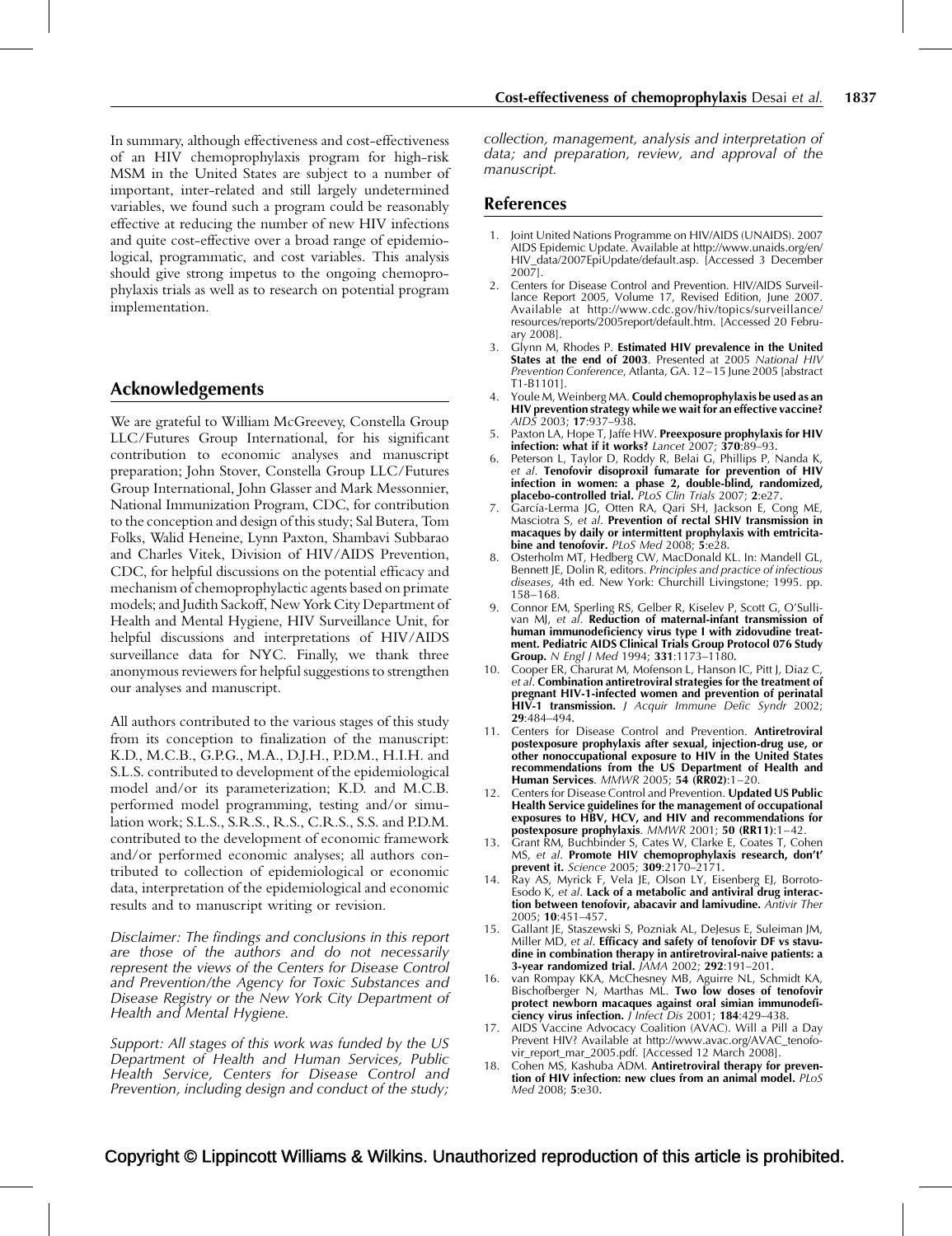In summary, although effectiveness and cost-effectiveness of an HIV chemoprophylaxis program for high-risk MSM in the United States are subject to a number of important, inter-related and still largely undetermined variables, we found such a program could be reasonably effective at reducing the number of new HIV infections and quite cost-effective over a broad range of epidemiological, programmatic, and cost variables. This analysis should give strong impetus to the ongoing chemoprophylaxis trials as well as to research on potential program implementation.

## Acknowledgements

We are grateful to William McGreevey, Constella Group LLC/Futures Group International, for his significant contribution to economic analyses and manuscript preparation; John Stover, Constella Group LLC/Futures Group International, John Glasser and Mark Messonnier, National Immunization Program, CDC, for contribution to the conception and design of this study; Sal Butera, Tom Folks, Walid Heneine, Lynn Paxton, Shambavi Subbarao and Charles Vitek, Division of HIV/AIDS Prevention, CDC, for helpful discussions on the potential efficacy and mechanism of chemoprophylactic agents based on primate models; and Judith Sackoff, New York City Department of Health and Mental Hygiene, HIV Surveillance Unit, for helpful discussions and interpretations of HIV/AIDS surveillance data for NYC. Finally, we thank three anonymous reviewers for helpful suggestions to strengthen our analyses and manuscript.

All authors contributed to the various stages of this study from its conception to finalization of the manuscript: K.D., M.C.B., G.P.G., M.A., D.J.H., P.D.M., H.I.H. and S.L.S. contributed to development of the epidemiological model and/or its parameterization; K.D. and M.C.B. performed model programming, testing and/or simulation work; S.L.S., S.R.S., R.S., C.R.S., S.S. and P.D.M. contributed to the development of economic framework and/or performed economic analyses; all authors contributed to collection of epidemiological or economic data, interpretation of the epidemiological and economic results and to manuscript writing or revision.

*Disclaimer: The findings and conclusions in this report are those of the authors and do not necessarily represent the views of the Centers for Disease Control and Prevention/the Agency for Toxic Substances and Disease Registry or the New York City Department of Health and Mental Hygiene.*

*Support: All stages of this work was funded by the US Department of Health and Human Services, Public Health Service, Centers for Disease Control and Prevention, including design and conduct of the study; collection, management, analysis and interpretation of data; and preparation, review, and approval of the manuscript.*

## References

1. Joint United Nations Programme on HIV/AIDS (UNAIDS). 2007 AIDS Epidemic Update. Available at http://www.unaids.org/en/HIV_data/2007EpiUpdate/default.asp. [Accessed 3 December 2007].
2. Centers for Disease Control and Prevention. HIV/AIDS Surveillance Report 2005, Volume 17, Revised Edition, June 2007. Available at http://www.cdc.gov/hiv/topics/surveillance/resources/reports/2005report/default.htm. [Accessed 20 February 2008].
3. Glynn M, Rhodes P. **Estimated HIV prevalence in the United States at the end of 2003**. Presented at 2005 *National HIV Prevention Conference*, Atlanta, GA. 12–15 June 2005 [abstract T1-B1101].
4. Youle M, Weinberg MA. **Could chemoprophylaxis be used as an HIV prevention strategy while we wait for an effective vaccine?** *AIDS* 2003; **17**:937–938.
5. Paxton LA, Hope T, Jaffe HW. **Preexposure prophylaxis for HIV infection: what if it works?** *Lancet* 2007; **370**:89–93.
6. Peterson L, Taylor D, Roddy R, Belai G, Phillips P, Nanda K, *et al*. **Tenofovir disoproxil fumarate for prevention of HIV infection in women: a phase 2, double-blind, randomized, placebo-controlled trial.** *PLoS Clin Trials* 2007; **2**:e27.
7. García-Lerma JG, Otten RA, Qari SH, Jackson E, Cong ME, Masciotra S, *et al*. **Prevention of rectal SHIV transmission in macaques by daily or intermittent prophylaxis with emtricitabine and tenofovir.** *PLoS Med* 2008; **5**:e28.
8. Osterholm MT, Hedberg CW, MacDonald KL. In: Mandell GL, Bennett JE, Dolin R, editors. *Principles and practice of infectious diseases*, 4th ed. New York: Churchill Livingstone; 1995. pp. 158–168.
9. Connor EM, Sperling RS, Gelber R, Kiselev P, Scott G, O'Sullivan MJ, *et al*. **Reduction of maternal-infant transmission of human immunodeficiency virus type I with zidovudine treatment. Pediatric AIDS Clinical Trials Group Protocol 076 Study Group.** *N Engl J Med* 1994; **331**:1173–1180.
10. Cooper ER, Charurat M, Mofenson L, Hanson IC, Pitt J, Diaz C, *et al*. **Combination antiretroviral strategies for the treatment of pregnant HIV-1-infected women and prevention of perinatal HIV-1 transmission.** *J Acquir Immune Defic Syndr* 2002; **29**:484–494.
11. Centers for Disease Control and Prevention. **Antiretroviral postexposure prophylaxis after sexual, injection-drug use, or other nonoccupational exposure to HIV in the United States recommendations from the US Department of Health and Human Services**. *MMWR* 2005; **54 (RR02)**:1–20.
12. Centers for Disease Control and Prevention. **Updated US Public Health Service guidelines for the management of occupational exposures to HBV, HCV, and HIV and recommendations for postexposure prophylaxis**. *MMWR* 2001; **50 (RR11)**:1–42.
13. Grant RM, Buchbinder S, Cates W, Clarke E, Coates T, Cohen MS, *et al*. **Promote HIV chemoprophylaxis research, don't' prevent it.** *Science* 2005; **309**:2170–2171.
14. Ray AS, Myrick F, Vela JE, Olson LY, Eisenberg EJ, Borroto-Esodo K, *et al*. **Lack of a metabolic and antiviral drug interaction between tenofovir, abacavir and lamivudine.** *Antivir Ther* 2005; **10**:451–457.
15. Gallant JE, Staszewski S, Pozniak AL, DeJesus E, Suleiman JM, Miller MD, *et al*. **Efficacy and safety of tenofovir DF vs stavudine in combination therapy in antiretroviral-naive patients: a 3-year randomized trial.** *JAMA* 2002; **292**:191–201.
16. van Rompay KKA, McChesney MB, Aguirre NL, Schmidt KA, Bischofberger N, Marthas ML. **Two low doses of tenofovir protect newborn macaques against oral simian immunodeficiency virus infection.** *J Infect Dis* 2001; **184**:429–438.
17. AIDS Vaccine Advocacy Coalition (AVAC). Will a Pill a Day Prevent HIV? Available at http://www.avac.org/AVAC_tenofovir_report_mar_2005.pdf. [Accessed 12 March 2008].
18. Cohen MS, Kashuba ADM. **Antiretroviral therapy for prevention of HIV infection: new clues from an animal model.** *PLoS Med* 2008; **5**:e30.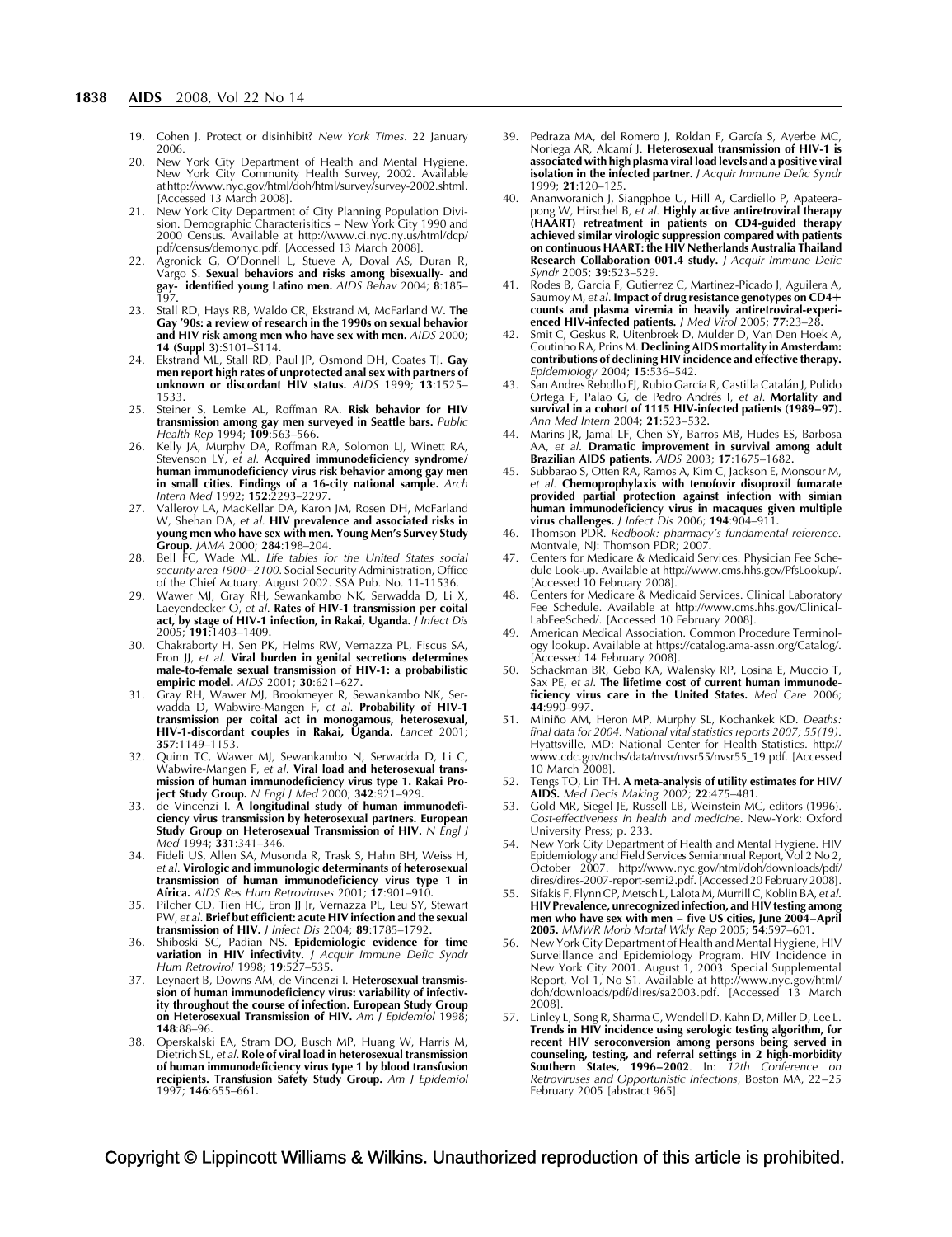19. Cohen J. Protect or disinhibit? *New York Times*. 22 January 2006.
20. New York City Department of Health and Mental Hygiene. New York City Community Health Survey, 2002. Available at http://www.nyc.gov/html/doh/html/survey/survey-2002.shtml. [Accessed 13 March 2008].
21. New York City Department of City Planning Population Division. Demographic Characterisitics – New York City 1990 and 2000 Census. Available at http://www.ci.nyc.ny.us/html/dcp/pdf/census/demonyc.pdf. [Accessed 13 March 2008].
22. Agronick G, O'Donnell L, Stueve A, Doval AS, Duran R, Vargo S. **Sexual behaviors and risks among bisexually- and gay- identified young Latino men.** *AIDS Behav* 2004; **8**:185–197.
23. Stall RD, Hays RB, Waldo CR, Ekstrand M, McFarland W. **The Gay '90s: a review of research in the 1990s on sexual behavior and HIV risk among men who have sex with men.** *AIDS* 2000; **14 (Suppl 3)**:S101–S114.
24. Ekstrand ML, Stall RD, Paul JP, Osmond DH, Coates TJ. **Gay men report high rates of unprotected anal sex with partners of unknown or discordant HIV status.** *AIDS* 1999; **13**:1525–1533.
25. Steiner S, Lemke AL, Roffman RA. **Risk behavior for HIV transmission among gay men surveyed in Seattle bars.** *Public Health Rep* 1994; **109**:563–566.
26. Kelly JA, Murphy DA, Roffman RA, Solomon LJ, Winett RA, Stevenson LY, *et al*. **Acquired immunodeficiency syndrome/human immunodeficiency virus risk behavior among gay men in small cities. Findings of a 16-city national sample.** *Arch Intern Med* 1992; **152**:2293–2297.
27. Valleroy LA, MacKellar DA, Karon JM, Rosen DH, McFarland W, Shehan DA, *et al*. **HIV prevalence and associated risks in young men who have sex with men. Young Men's Survey Study Group.** *JAMA* 2000; **284**:198–204.
28. Bell FC, Wade ML. *Life tables for the United States social security area 1900–2100*. Social Security Administration, Office of the Chief Actuary. August 2002. SSA Pub. No. 11-11536.
29. Wawer MJ, Gray RH, Sewankambo NK, Serwadda D, Li X, Laeyendecker O, *et al*. **Rates of HIV-1 transmission per coital act, by stage of HIV-1 infection, in Rakai, Uganda.** *J Infect Dis* 2005; **191**:1403–1409.
30. Chakraborty H, Sen PK, Helms RW, Vernazza PL, Fiscus SA, Eron JJ, *et al*. **Viral burden in genital secretions determines male-to-female sexual transmission of HIV-1: a probabilistic empiric model.** *AIDS* 2001; **30**:621–627.
31. Gray RH, Wawer MJ, Brookmeyer R, Sewankambo NK, Serwadda D, Wabwire-Mangen F, *et al*. **Probability of HIV-1 transmission per coital act in monogamous, heterosexual, HIV-1-discordant couples in Rakai, Uganda.** *Lancet* 2001; **357**:1149–1153.
32. Quinn TC, Wawer MJ, Sewankambo N, Serwadda D, Li C, Wabwire-Mangen F, *et al*. **Viral load and heterosexual transmission of human immunodeficiency virus type 1. Rakai Project Study Group.** *N Engl J Med* 2000; **342**:921–929.
33. de Vincenzi I. **A longitudinal study of human immunodeficiency virus transmission by heterosexual partners. European Study Group on Heterosexual Transmission of HIV.** *N Engl J Med* 1994; **331**:341–346.
34. Fideli US, Allen SA, Musonda R, Trask S, Hahn BH, Weiss H, *et al*. **Virologic and immunologic determinants of heterosexual transmission of human immunodeficiency virus type 1 in Africa.** *AIDS Res Hum Retroviruses* 2001; **17**:901–910.
35. Pilcher CD, Tien HC, Eron JJ Jr, Vernazza PL, Leu SY, Stewart PW, *et al*. **Brief but efficient: acute HIV infection and the sexual transmission of HIV.** *J Infect Dis* 2004; **89**:1785–1792.
36. Shiboski SC, Padian NS. **Epidemiologic evidence for time variation in HIV infectivity.** *J Acquir Immune Defic Syndr Hum Retrovirol* 1998; **19**:527–535.
37. Leynaert B, Downs AM, de Vincenzi I. **Heterosexual transmission of human immunodeficiency virus: variability of infectivity throughout the course of infection. European Study Group on Heterosexual Transmission of HIV.** *Am J Epidemiol* 1998; **148**:88–96.
38. Operskalski EA, Stram DO, Busch MP, Huang W, Harris M, Dietrich SL, *et al*. **Role of viral load in heterosexual transmission of human immunodeficiency virus type 1 by blood transfusion recipients. Transfusion Safety Study Group.** *Am J Epidemiol* 1997; **146**:655–661.
39. Pedraza MA, del Romero J, Roldan F, García S, Ayerbe MC, Noriega AR, Alcamí J. **Heterosexual transmission of HIV-1 is associated with high plasma viral load levels and a positive viral isolation in the infected partner.** *J Acquir Immune Defic Syndr* 1999; **21**:120–125.
40. Ananworanich J, Siangphoe U, Hill A, Cardiello P, Apateerapong W, Hirschel B, *et al*. **Highly active antiretroviral therapy (HAART) retreatment in patients on CD4-guided therapy achieved similar virologic suppression compared with patients on continuous HAART: the HIV Netherlands Australia Thailand Research Collaboration 001.4 study.** *J Acquir Immune Defic Syndr* 2005; **39**:523–529.
41. Rodes B, Garcia F, Gutierrez C, Martinez-Picado J, Aguilera A, Saumoy M, *et al*. **Impact of drug resistance genotypes on CD4+ counts and plasma viremia in heavily antiretroviral-experienced HIV-infected patients.** *J Med Virol* 2005; **77**:23–28.
42. Smit C, Geskus R, Uitenbroek D, Mulder D, Van Den Hoek A, Coutinho RA, Prins M. **Declining AIDS mortality in Amsterdam: contributions of declining HIV incidence and effective therapy.** *Epidemiology* 2004; **15**:536–542.
43. San Andres Rebollo FJ, Rubio García R, Castilla Catalán J, Pulido Ortega F, Palao G, de Pedro Andrés I, *et al*. **Mortality and survival in a cohort of 1115 HIV-infected patients (1989–97).** *Ann Med Intern* 2004; **21**:523–532.
44. Marins JR, Jamal LF, Chen SY, Barros MB, Hudes ES, Barbosa AA, *et al*. **Dramatic improvement in survival among adult Brazilian AIDS patients.** *AIDS* 2003; **17**:1675–1682.
45. Subbarao S, Otten RA, Ramos A, Kim C, Jackson E, Monsour M, *et al*. **Chemoprophylaxis with tenofovir disoproxil fumarate provided partial protection against infection with simian human immunodeficiency virus in macaques given multiple virus challenges.** *J Infect Dis* 2006; **194**:904–911.
46. Thomson PDR. *Redbook: pharmacy's fundamental reference.* Montvale, NJ: Thomson PDR; 2007.
47. Centers for Medicare & Medicaid Services. Physician Fee Schedule Look-up. Available at http://www.cms.hhs.gov/PfsLookup/. [Accessed 10 February 2008].
48. Centers for Medicare & Medicaid Services. Clinical Laboratory Fee Schedule. Available at http://www.cms.hhs.gov/ClinicalLabFeeSched/. [Accessed 10 February 2008].
49. American Medical Association. Common Procedure Terminology lookup. Available at https://catalog.ama-assn.org/Catalog/. [Accessed 14 February 2008].
50. Schackman BR, Gebo KA, Walensky RP, Losina E, Muccio T, Sax PE, *et al*. **The lifetime cost of current human immunodeficiency virus care in the United States.** *Med Care* 2006; **44**:990–997.
51. Miniño AM, Heron MP, Murphy SL, Kochankek KD. *Deaths: final data for 2004. National vital statistics reports 2007; 55(19)*. Hyattsville, MD: National Center for Health Statistics. http://www.cdc.gov/nchs/data/nvsr/nvsr55/nvsr55_19.pdf. [Accessed 10 March 2008].
52. Tengs TO, Lin TH. **A meta-analysis of utility estimates for HIV/AIDS.** *Med Decis Making* 2002; **22**:475–481.
53. Gold MR, Siegel JE, Russell LB, Weinstein MC, editors (1996). *Cost-effectiveness in health and medicine*. New-York: Oxford University Press; p. 233.
54. New York City Department of Health and Mental Hygiene. HIV Epidemiology and Field Services Semiannual Report, Vol 2 No 2, October 2007. http://www.nyc.gov/html/doh/downloads/pdf/dires/dires-2007-report-semi2.pdf. [Accessed 20 February 2008].
55. Sifakis F, Flynn CP, Metsch L, Lalota M, Murrill C, Koblin BA, *et al*. **HIV Prevalence, unrecognized infection, and HIV testing among men who have sex with men – five US cities, June 2004–April 2005.** *MMWR Morb Mortal Wkly Rep* 2005; **54**:597–601.
56. New York City Department of Health and Mental Hygiene, HIV Surveillance and Epidemiology Program. HIV Incidence in New York City 2001. August 1, 2003. Special Supplemental Report, Vol 1, No S1. Available at http://www.nyc.gov/html/doh/downloads/pdf/dires/sa2003.pdf. [Accessed 13 March 2008].
57. Linley L, Song R, Sharma C, Wendell D, Kahn D, Miller D, Lee L. **Trends in HIV incidence using serologic testing algorithm, for recent HIV seroconversion among persons being served in counseling, testing, and referral settings in 2 high-morbidity Southern States, 1996–2002**. In: *12th Conference on Retroviruses and Opportunistic Infections*, Boston MA, 22–25 February 2005 [abstract 965].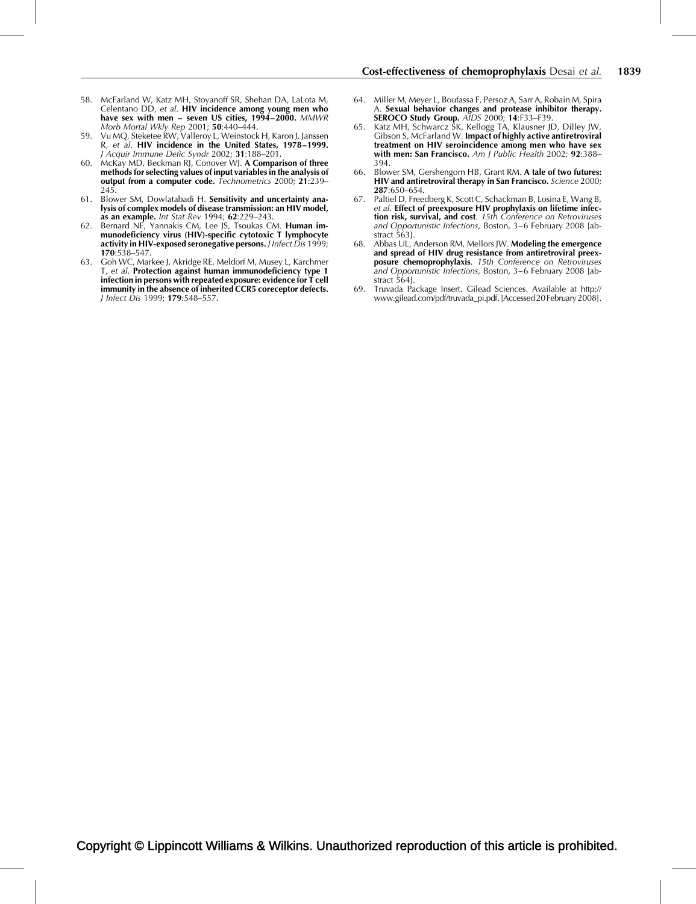58. McFarland W, Katz MH, Stoyanoff SR, Shehan DA, LaLota M, Celentano DD, *et al*. **HIV incidence among young men who have sex with men – seven US cities, 1994–2000.** *MMWR Morb Mortal Wkly Rep* 2001; **50**:440–444.
59. Vu MQ, Steketee RW, Valleroy L, Weinstock H, Karon J, Janssen R, *et al*. **HIV incidence in the United States, 1978–1999.** *J Acquir Immune Defic Syndr* 2002; **31**:188–201.
60. McKay MD, Beckman RJ, Conover WJ. **A Comparison of three methods for selecting values of input variables in the analysis of output from a computer code.** *Technometrics* 2000; **21**:239–245.
61. Blower SM, Dowlatabadi H. **Sensitivity and uncertainty analysis of complex models of disease transmission: an HIV model, as an example.** *Int Stat Rev* 1994; **62**:229–243.
62. Bernard NF, Yannakis CM, Lee JS, Tsoukas CM. **Human immunodeficiency virus (HIV)-specific cytotoxic T lymphocyte activity in HIV-exposed seronegative persons.** *J Infect Dis* 1999; **170**:538–547.
63. Goh WC, Markee J, Akridge RE, Meldorf M, Musey L, Karchmer T, *et al*. **Protection against human immunodeficiency type 1 infection in persons with repeated exposure: evidence for T cell immunity in the absence of inherited CCR5 coreceptor defects.** *J Infect Dis* 1999; **179**:548–557.
64. Miller M, Meyer L, Boufassa F, Persoz A, Sarr A, Robain M, Spira A. **Sexual behavior changes and protease inhibitor therapy. SEROCO Study Group.** *AIDS* 2000; **14**:F33–F39.
65. Katz MH, Schwarcz SK, Kellogg TA, Klausner JD, Dilley JW, Gibson S, McFarland W. **Impact of highly active antiretroviral treatment on HIV seroincidence among men who have sex with men: San Francisco.** *Am J Public Health* 2002; **92**:388–394.
66. Blower SM, Gershengorn HB, Grant RM. **A tale of two futures: HIV and antiretroviral therapy in San Francisco.** *Science* 2000; **287**:650–654.
67. Paltiel D, Freedberg K, Scott C, Schackman B, Losina E, Wang B, *et al*. **Effect of preexposure HIV prophylaxis on lifetime infection risk, survival, and cost**. *15th Conference on Retroviruses and Opportunistic Infections*, Boston, 3–6 February 2008 [abstract 563].
68. Abbas UL, Anderson RM, Mellors JW. **Modeling the emergence and spread of HIV drug resistance from antiretroviral preexposure chemoprophylaxis**. *15th Conference on Retroviruses and Opportunistic Infections*, Boston, 3–6 February 2008 [abstract 564].
69. Truvada Package Insert. Gilead Sciences. Available at http://www.gilead.com/pdf/truvada_pi.pdf. [Accessed 20 February 2008].

Copyright © Lippincott Williams & Wilkins. Unauthorized reproduction of this article is prohibited.